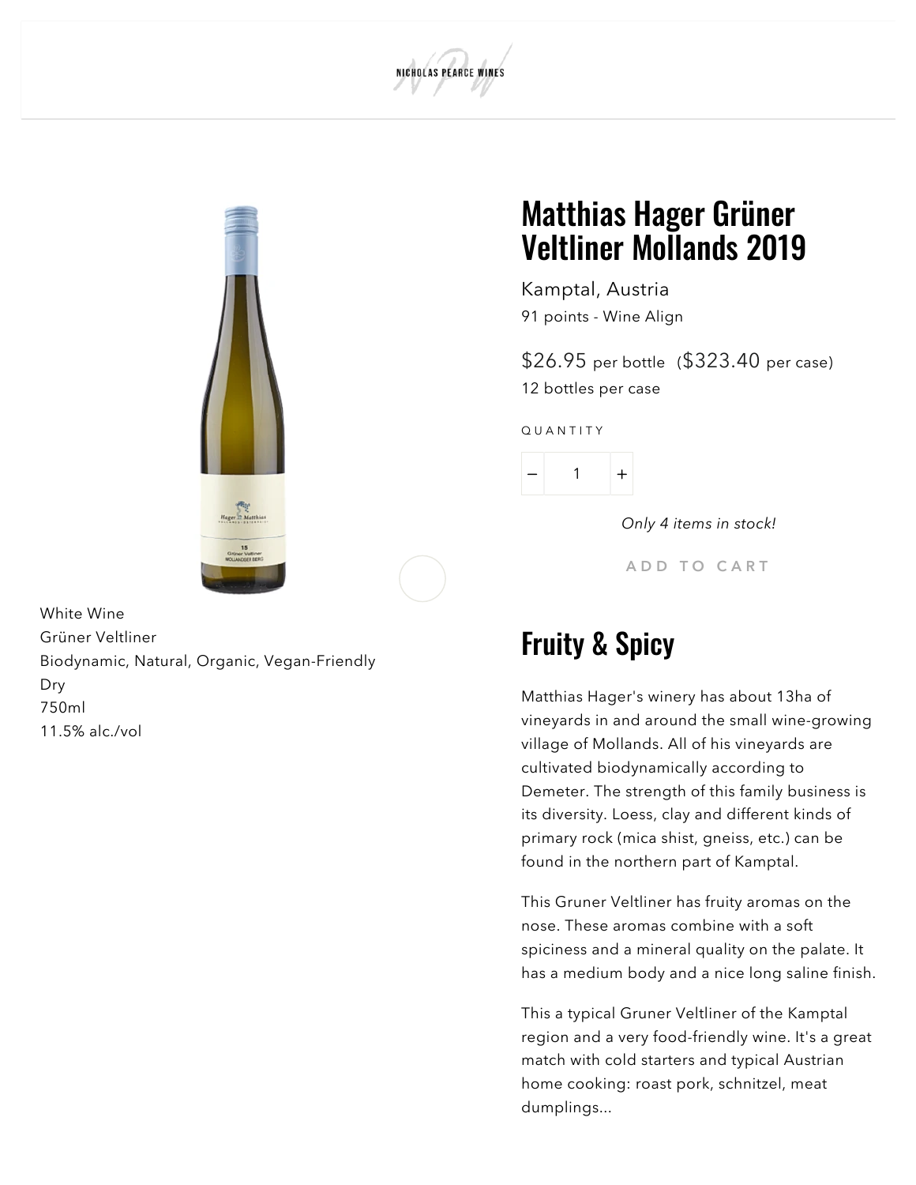NICHOLAS PEARCE WINES

# Matthias Hager Grüner Veltliner Mollands 2019

Kamptal, Austria

91 points - Wine Align

$26.95 per bottle ($323.40 per case)

12 bottles per case

QUANTITY

1

*Only 4 items in stock!*

ADD TO CART

White Wine
Grüner Veltliner
Biodynamic, Natural, Organic, Vegan-Friendly
Dry
750ml
11.5% alc./vol

## Fruity & Spicy

Matthias Hager's winery has about 13ha of vineyards in and around the small wine-growing village of Mollands. All of his vineyards are cultivated biodynamically according to Demeter. The strength of this family business is its diversity. Loess, clay and different kinds of primary rock (mica shist, gneiss, etc.) can be found in the northern part of Kamptal.

This Gruner Veltliner has fruity aromas on the nose. These aromas combine with a soft spiciness and a mineral quality on the palate. It has a medium body and a nice long saline finish.

This a typical Gruner Veltliner of the Kamptal region and a very food-friendly wine. It's a great match with cold starters and typical Austrian home cooking: roast pork, schnitzel, meat dumplings...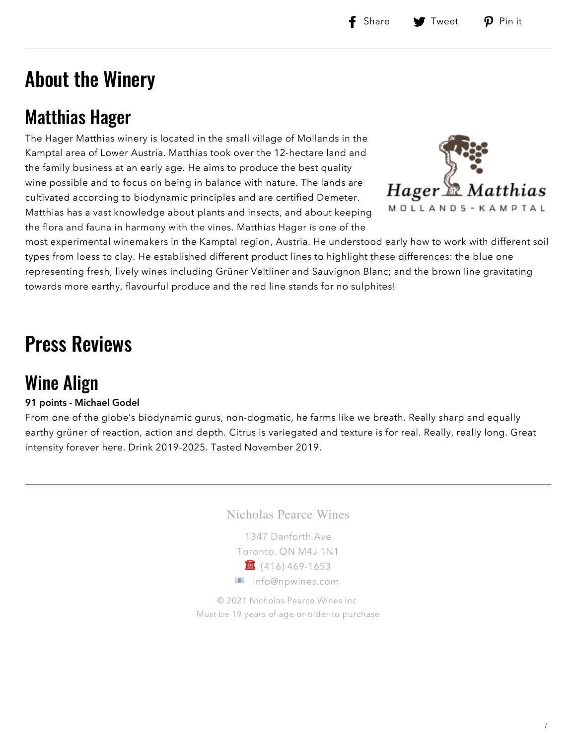Share Tweet Pin it

# About the Winery

## Matthias Hager

The Hager Matthias winery is located in the small village of Mollands in the Kamptal area of Lower Austria. Matthias took over the 12-hectare land and the family business at an early age. He aims to produce the best quality wine possible and to focus on being in balance with nature. The lands are cultivated according to biodynamic principles and are certified Demeter. Matthias has a vast knowledge about plants and insects, and about keeping the flora and fauna in harmony with the vines. Matthias Hager is one of the most experimental winemakers in the Kamptal region, Austria. He understood early how to work with different soil types from loess to clay. He established different product lines to highlight these differences: the blue one representing fresh, lively wines including Grüner Veltliner and Sauvignon Blanc; and the brown line gravitating towards more earthy, flavourful produce and the red line stands for no sulphites!

# Press Reviews

## Wine Align

**91 points - Michael Godel**

From one of the globe's biodynamic gurus, non-dogmatic, he farms like we breath. Really sharp and equally earthy grüner of reaction, action and depth. Citrus is variegated and texture is for real. Really, really long. Great intensity forever here. Drink 2019-2025. Tasted November 2019.

---

Nicholas Pearce Wines

1347 Danforth Ave
Toronto, ON M4J 1N1
☎ (416) 469-1653
info@npwines.com

© 2021 Nicholas Pearce Wines Inc
Must be 19 years of age or older to purchase